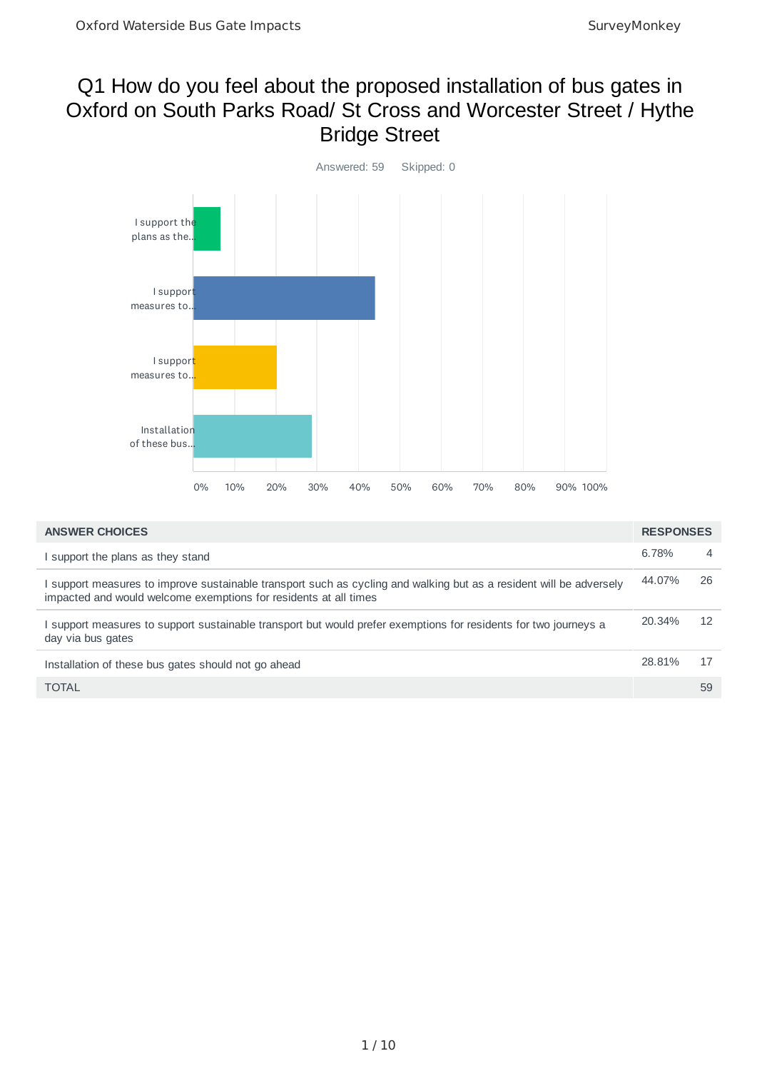# Q1 How do you feel about the proposed installation of bus gates in Oxford on South Parks Road/ St Cross and Worcester Street / Hythe Bridge Street

Answered: 59 Skipped: 0

| ANSWER CHOICES | RESPONSES | |
|---|---|---|
| I support the plans as they stand | 6.78% | 4 |
| I support measures to improve sustainable transport such as cycling and walking but as a resident will be adversely impacted and would welcome exemptions for residents at all times | 44.07% | 26 |
| I support measures to support sustainable transport but would prefer exemptions for residents for two journeys a day via bus gates | 20.34% | 12 |
| Installation of these bus gates should not go ahead | 28.81% | 17 |
| TOTAL | | 59 |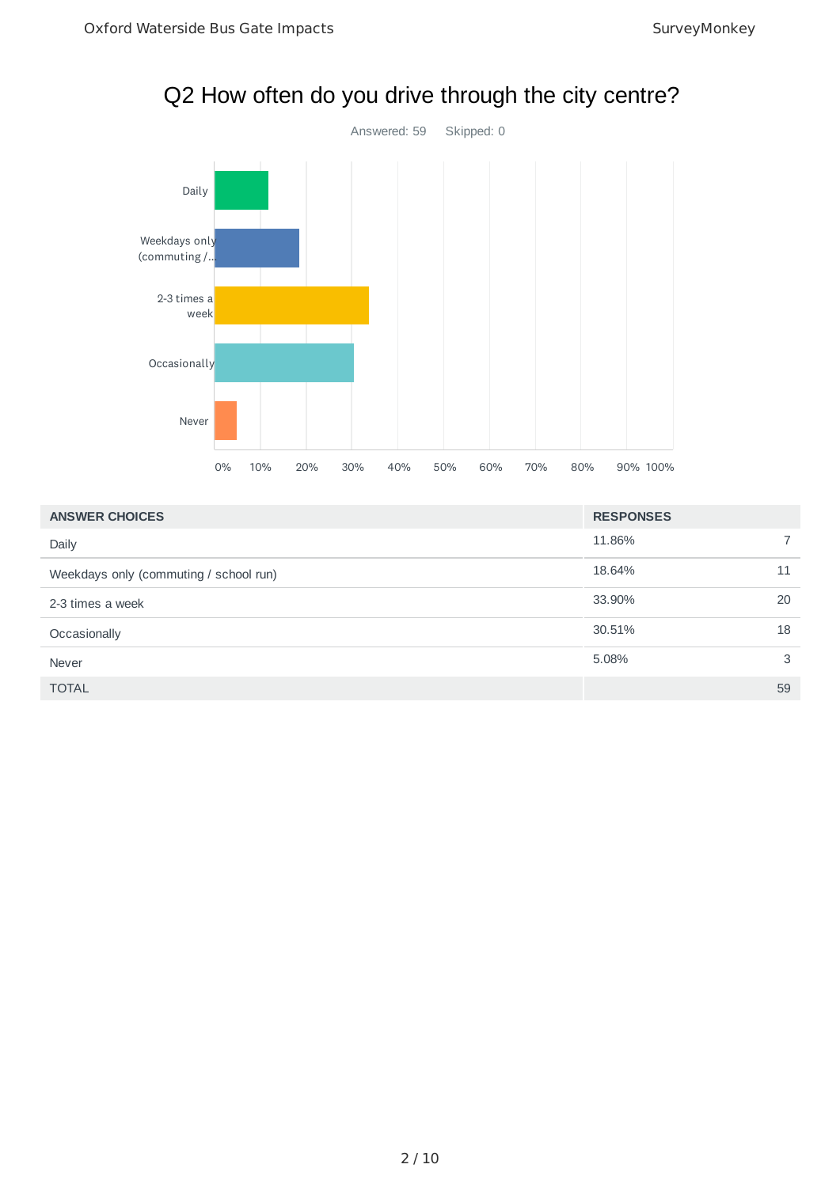# Q2 How often do you drive through the city centre?

Answered: 59 Skipped: 0

| ANSWER CHOICES | RESPONSES | |
|---|---|---|
| Daily | 11.86% | 7 |
| Weekdays only (commuting / school run) | 18.64% | 11 |
| 2-3 times a week | 33.90% | 20 |
| Occasionally | 30.51% | 18 |
| Never | 5.08% | 3 |
| TOTAL | | 59 |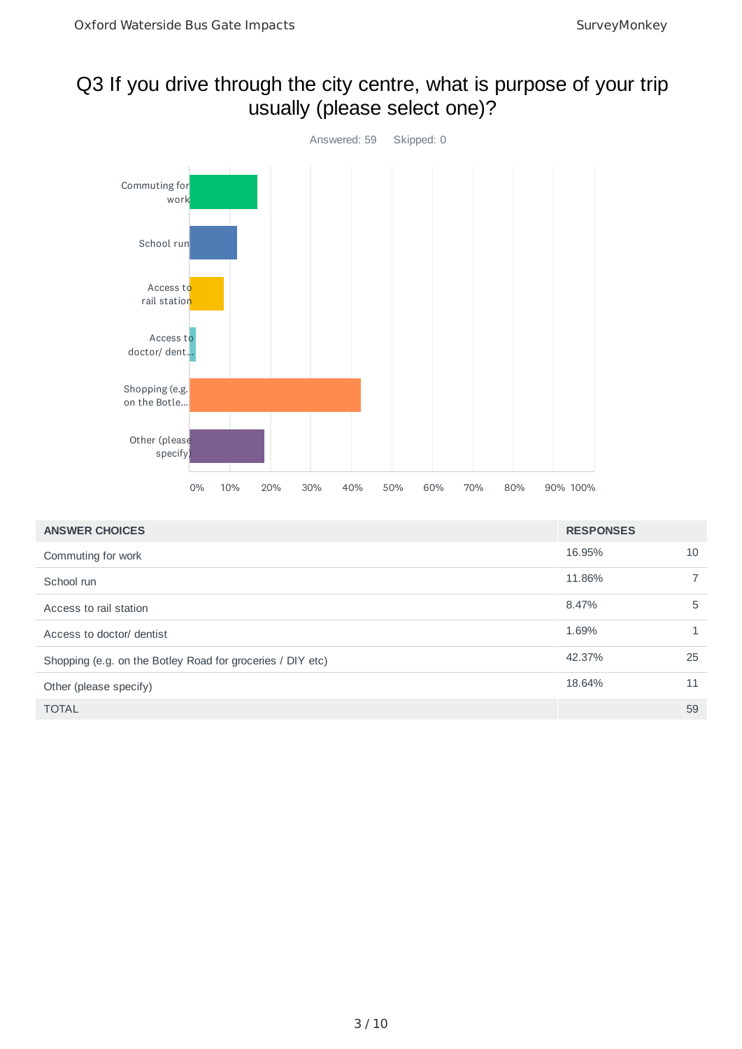# Q3 If you drive through the city centre, what is purpose of your trip usually (please select one)?

Answered: 59    Skipped: 0

| ANSWER CHOICES | RESPONSES | |
|---|---|---|
| Commuting for work | 16.95% | 10 |
| School run | 11.86% | 7 |
| Access to rail station | 8.47% | 5 |
| Access to doctor/ dentist | 1.69% | 1 |
| Shopping (e.g. on the Botley Road for groceries / DIY etc) | 42.37% | 25 |
| Other (please specify) | 18.64% | 11 |
| TOTAL | | 59 |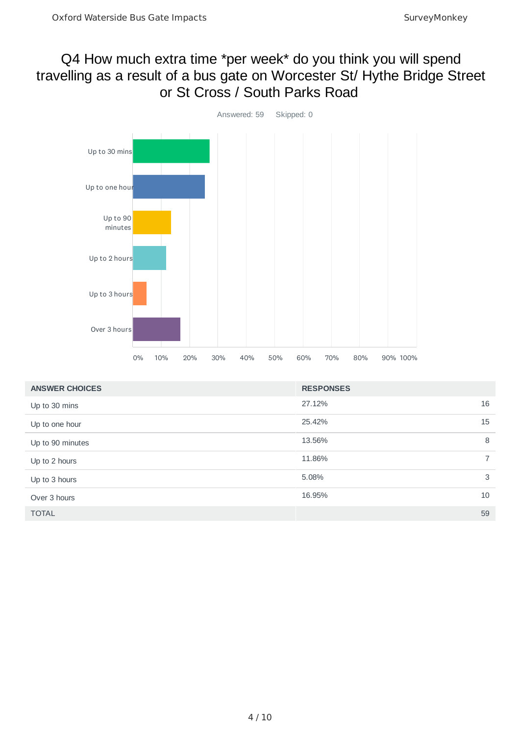# Q4 How much extra time *per week* do you think you will spend travelling as a result of a bus gate on Worcester St/ Hythe Bridge Street or St Cross / South Parks Road

Answered: 59    Skipped: 0

| ANSWER CHOICES | RESPONSES | |
|---|---|---|
| Up to 30 mins | 27.12% | 16 |
| Up to one hour | 25.42% | 15 |
| Up to 90 minutes | 13.56% | 8 |
| Up to 2 hours | 11.86% | 7 |
| Up to 3 hours | 5.08% | 3 |
| Over 3 hours | 16.95% | 10 |
| TOTAL | | 59 |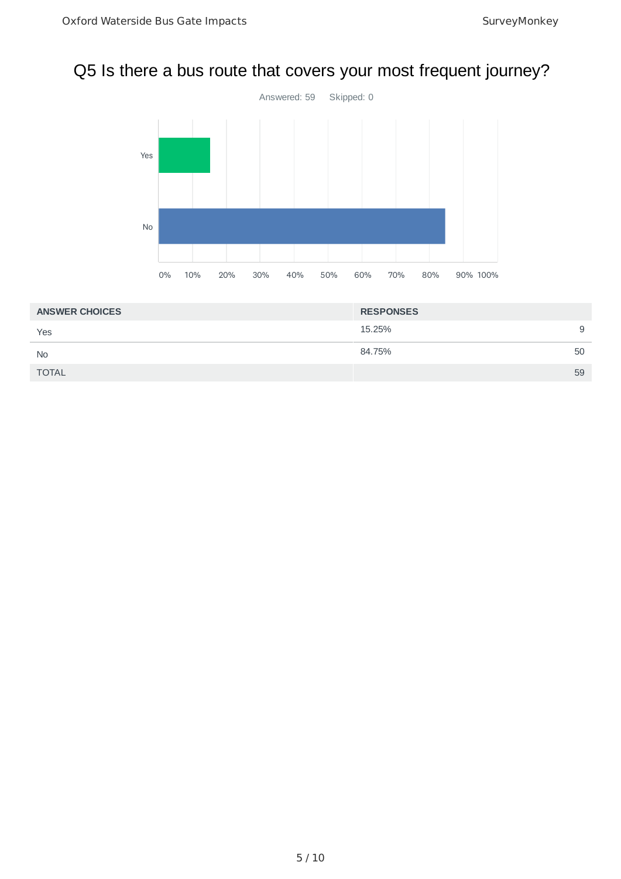# Q5 Is there a bus route that covers your most frequent journey?

Answered: 59 Skipped: 0

| ANSWER CHOICES | RESPONSES | |
|---|---|---|
| Yes | 15.25% | 9 |
| No | 84.75% | 50 |
| TOTAL | | 59 |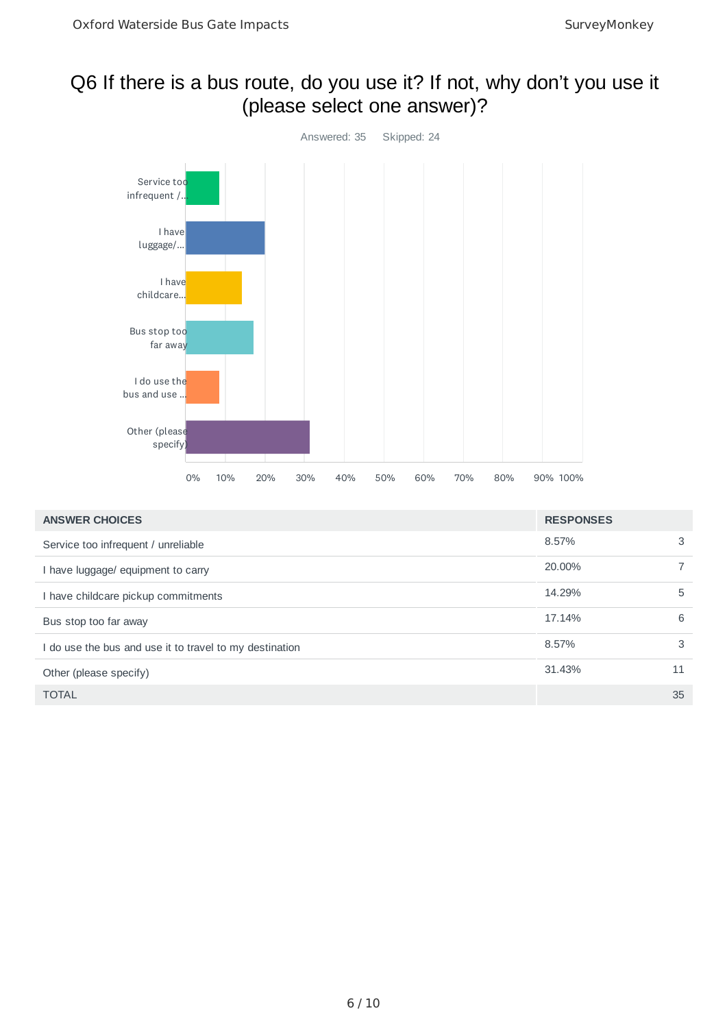## Q6 If there is a bus route, do you use it? If not, why don't you use it (please select one answer)?

Answered: 35    Skipped: 24

| ANSWER CHOICES | RESPONSES | |
|---|---|---|
| Service too infrequent / unreliable | 8.57% | 3 |
| I have luggage/ equipment to carry | 20.00% | 7 |
| I have childcare pickup commitments | 14.29% | 5 |
| Bus stop too far away | 17.14% | 6 |
| I do use the bus and use it to travel to my destination | 8.57% | 3 |
| Other (please specify) | 31.43% | 11 |
| TOTAL | | 35 |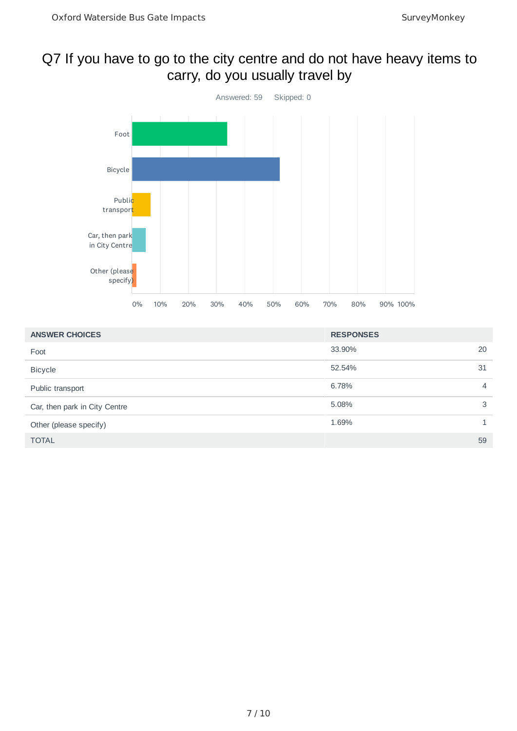# Q7 If you have to go to the city centre and do not have heavy items to carry, do you usually travel by

Answered: 59    Skipped: 0

| ANSWER CHOICES | RESPONSES | |
|---|---|---|
| Foot | 33.90% | 20 |
| Bicycle | 52.54% | 31 |
| Public transport | 6.78% | 4 |
| Car, then park in City Centre | 5.08% | 3 |
| Other (please specify) | 1.69% | 1 |
| TOTAL | | 59 |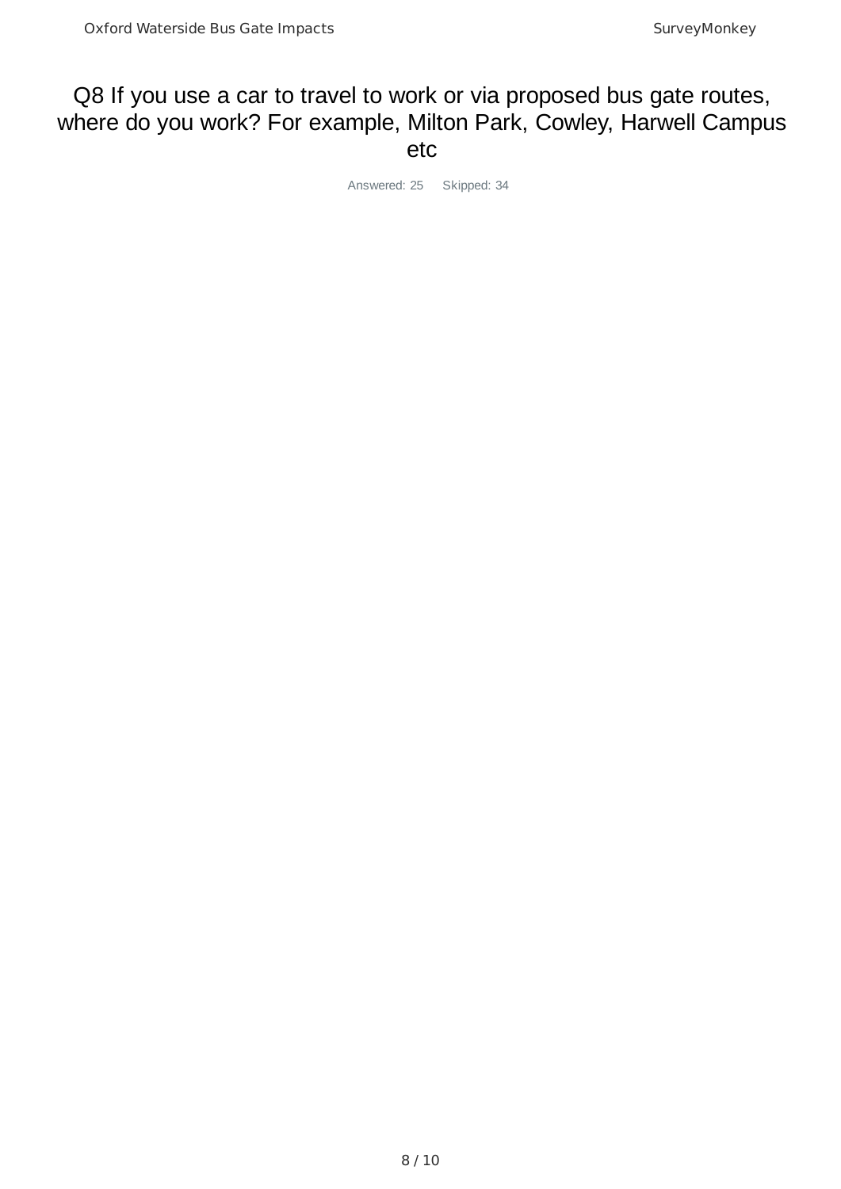# Q8 If you use a car to travel to work or via proposed bus gate routes, where do you work? For example, Milton Park, Cowley, Harwell Campus etc

Answered: 25 Skipped: 34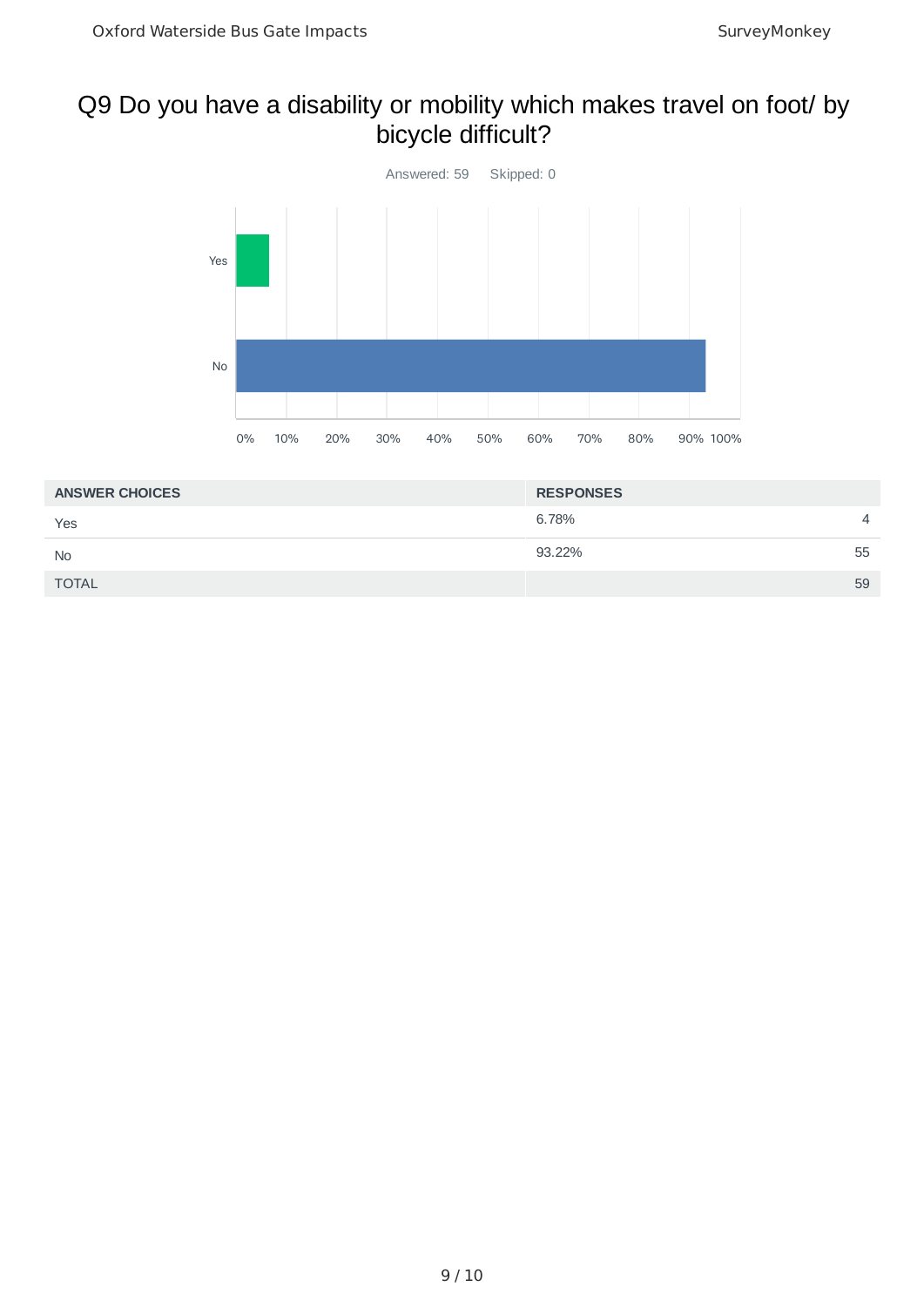# Q9 Do you have a disability or mobility which makes travel on foot/ by bicycle difficult?

Answered: 59 Skipped: 0

| ANSWER CHOICES | RESPONSES | |
|---|---|---|
| Yes | 6.78% | 4 |
| No | 93.22% | 55 |
| TOTAL | | 59 |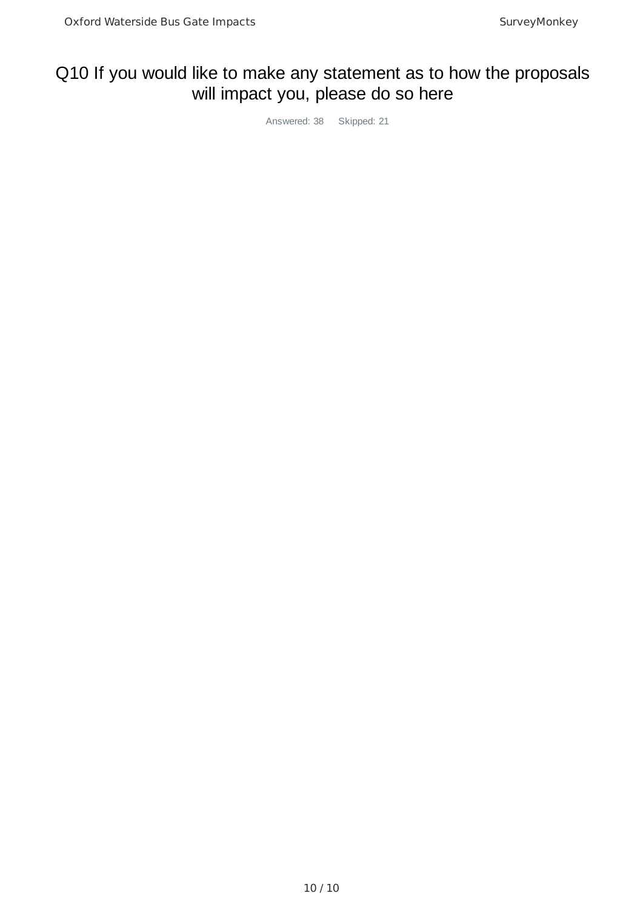## Q10 If you would like to make any statement as to how the proposals will impact you, please do so here

Answered: 38 Skipped: 21